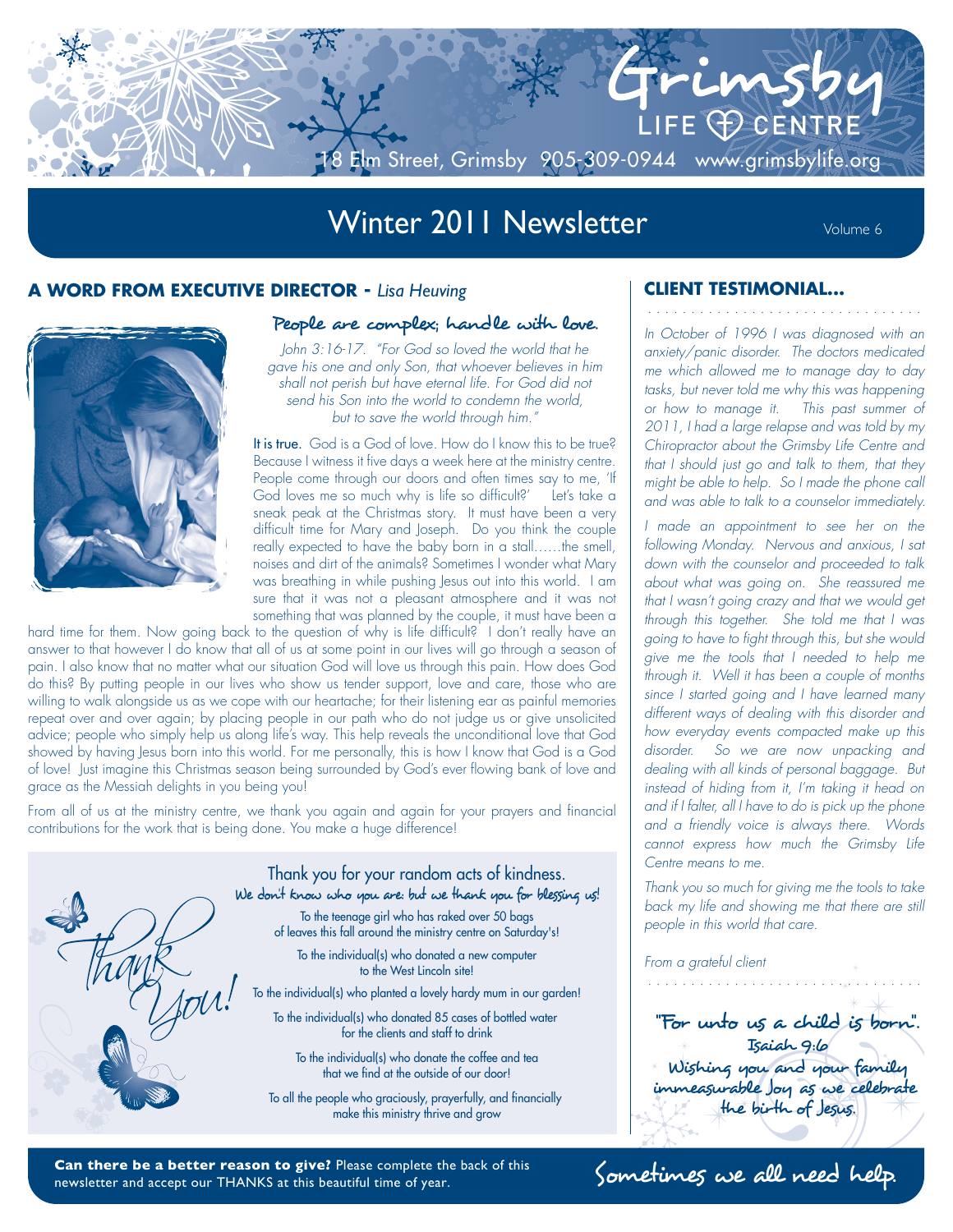# Grimsby LIFE CENTRE

18 Elm Street, Grimsby 905-309-0944 www.grimsbylife.org

## Winter 2011 Newsletter

Volume 6

### A WORD FROM EXECUTIVE DIRECTOR - *Lisa Heuving*

**People are complex; handle with love.**

*John 3:16-17. "For God so loved the world that he gave his one and only Son, that whoever believes in him shall not perish but have eternal life. For God did not send his Son into the world to condemn the world, but to save the world through him."*

**It is true.** God is a God of love. How do I know this to be true? Because I witness it five days a week here at the ministry centre. People come through our doors and often times say to me, 'If God loves me so much why is life so difficult?' Let's take a sneak peak at the Christmas story. It must have been a very difficult time for Mary and Joseph. Do you think the couple really expected to have the baby born in a stall……the smell, noises and dirt of the animals? Sometimes I wonder what Mary was breathing in while pushing Jesus out into this world. I am sure that it was not a pleasant atmosphere and it was not something that was planned by the couple, it must have been a hard time for them. Now going back to the question of why is life difficult? I don't really have an answer to that however I do know that all of us at some point in our lives will go through a season of pain. I also know that no matter what our situation God will love us through this pain. How does God do this? By putting people in our lives who show us tender support, love and care, those who are willing to walk alongside us as we cope with our heartache; for their listening ear as painful memories repeat over and over again; by placing people in our path who do not judge us or give unsolicited advice; people who simply help us along life's way. This help reveals the unconditional love that God showed by having Jesus born into this world. For me personally, this is how I know that God is a God of love! Just imagine this Christmas season being surrounded by God's ever flowing bank of love and grace as the Messiah delights in you being you!

From all of us at the ministry centre, we thank you again and again for your prayers and financial contributions for the work that is being done. You make a huge difference!

**Thank you!**

**Thank you for your random acts of kindness.**

**We don't know who you are: but we thank you for blessing us!**

To the teenage girl who has raked over 50 bags of leaves this fall around the ministry centre on Saturday's!

To the individual(s) who donated a new computer to the West Lincoln site!

To the individual(s) who planted a lovely hardy mum in our garden!

To the individual(s) who donated 85 cases of bottled water for the clients and staff to drink

To the individual(s) who donate the coffee and tea that we find at the outside of our door!

To all the people who graciously, prayerfully, and financially make this ministry thrive and grow

### CLIENT TESTIMONIAL...

*In October of 1996 I was diagnosed with an anxiety/panic disorder. The doctors medicated me which allowed me to manage day to day tasks, but never told me why this was happening or how to manage it. This past summer of 2011, I had a large relapse and was told by my Chiropractor about the Grimsby Life Centre and that I should just go and talk to them, that they might be able to help. So I made the phone call and was able to talk to a counselor immediately.*

*I made an appointment to see her on the following Monday. Nervous and anxious, I sat down with the counselor and proceeded to talk about what was going on. She reassured me that I wasn't going crazy and that we would get through this together. She told me that I was going to have to fight through this, but she would give me the tools that I needed to help me through it. Well it has been a couple of months since I started going and I have learned many different ways of dealing with this disorder and how everyday events compacted make up this disorder. So we are now unpacking and dealing with all kinds of personal baggage. But instead of hiding from it, I'm taking it head on and if I falter, all I have to do is pick up the phone and a friendly voice is always there. Words cannot express how much the Grimsby Life Centre means to me.*

*Thank you so much for giving me the tools to take back my life and showing me that there are still people in this world that care.*

*From a grateful client*

**"For unto us a child is born". Isaiah 9:6**
**Wishing you and your family immeasurable Joy as we celebrate the birth of Jesus.**

**Can there be a better reason to give?** Please complete the back of this newsletter and accept our THANKS at this beautiful time of year.

**Sometimes we all need help.**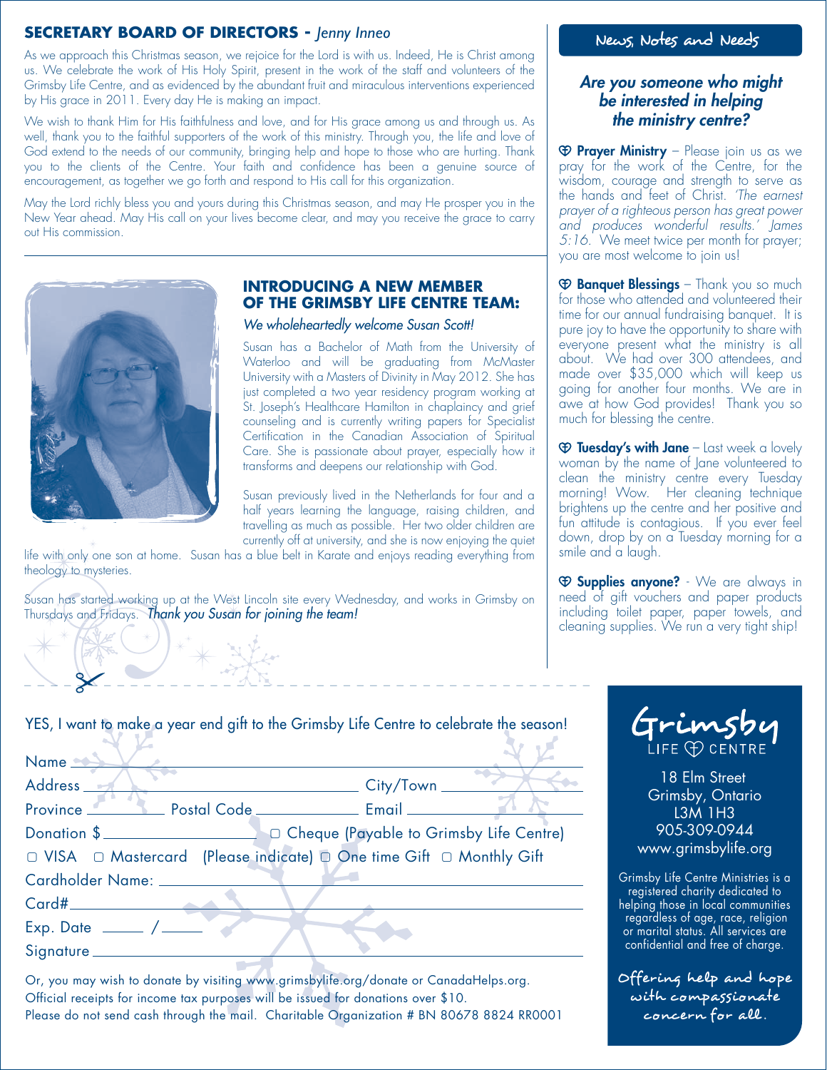## SECRETARY BOARD OF DIRECTORS - *Jenny Inneo*

As we approach this Christmas season, we rejoice for the Lord is with us. Indeed, He is Christ among us. We celebrate the work of His Holy Spirit, present in the work of the staff and volunteers of the Grimsby Life Centre, and as evidenced by the abundant fruit and miraculous interventions experienced by His grace in 2011. Every day He is making an impact.

We wish to thank Him for His faithfulness and love, and for His grace among us and through us. As well, thank you to the faithful supporters of the work of this ministry. Through you, the life and love of God extend to the needs of our community, bringing help and hope to those who are hurting. Thank you to the clients of the Centre. Your faith and confidence has been a genuine source of encouragement, as together we go forth and respond to His call for this organization.

May the Lord richly bless you and yours during this Christmas season, and may He prosper you in the New Year ahead. May His call on your lives become clear, and may you receive the grace to carry out His commission.

## INTRODUCING A NEW MEMBER OF THE GRIMSBY LIFE CENTRE TEAM:

*We wholeheartedly welcome Susan Scott!*

Susan has a Bachelor of Math from the University of Waterloo and will be graduating from McMaster University with a Masters of Divinity in May 2012. She has just completed a two year residency program working at St. Joseph's Healthcare Hamilton in chaplaincy and grief counseling and is currently writing papers for Specialist Certification in the Canadian Association of Spiritual Care. She is passionate about prayer, especially how it transforms and deepens our relationship with God.

Susan previously lived in the Netherlands for four and a half years learning the language, raising children, and travelling as much as possible. Her two older children are currently off at university, and she is now enjoying the quiet life with only one son at home. Susan has a blue belt in Karate and enjoys reading everything from theology to mysteries.

Susan has started working up at the West Lincoln site every Wednesday, and works in Grimsby on Thursdays and Fridays. *Thank you Susan for joining the team!*

## News, Notes and Needs

### *Are you someone who might be interested in helping the ministry centre?*

**Prayer Ministry** – Please join us as we pray for the work of the Centre, for the wisdom, courage and strength to serve as the hands and feet of Christ. *'The earnest prayer of a righteous person has great power and produces wonderful results.' James 5:16.* We meet twice per month for prayer; you are most welcome to join us!

**Banquet Blessings** – Thank you so much for those who attended and volunteered their time for our annual fundraising banquet. It is pure joy to have the opportunity to share with everyone present what the ministry is all about. We had over 300 attendees, and made over $35,000 which will keep us going for another four months. We are in awe at how God provides! Thank you so much for blessing the centre.

**Tuesday's with Jane** – Last week a lovely woman by the name of Jane volunteered to clean the ministry centre every Tuesday morning! Wow. Her cleaning technique brightens up the centre and her positive and fun attitude is contagious. If you ever feel down, drop by on a Tuesday morning for a smile and a laugh.

**Supplies anyone?** - We are always in need of gift vouchers and paper products including toilet paper, paper towels, and cleaning supplies. We run a very tight ship!

---

YES, I want to make a year end gift to the Grimsby Life Centre to celebrate the season!

Name ____________________

Address ____________________ City/Town ____________________

Province __________ Postal Code __________ Email ____________________

Donation $ __________ ▢ Cheque (Payable to Grimsby Life Centre)

▢ VISA ▢ Mastercard (Please indicate) ▢ One time Gift ▢ Monthly Gift

Cardholder Name: ____________________

Card# ____________________

Exp. Date _____ / _____

Signature ____________________

Or, you may wish to donate by visiting www.grimsbylife.org/donate or CanadaHelps.org.
Official receipts for income tax purposes will be issued for donations over $10.
Please do not send cash through the mail. Charitable Organization # BN 80678 8824 RR0001

**Grimsby LIFE CENTRE**

18 Elm Street
Grimsby, Ontario
L3M 1H3
905-309-0944
www.grimsbylife.org

Grimsby Life Centre Ministries is a registered charity dedicated to helping those in local communities regardless of age, race, religion or marital status. All services are confidential and free of charge.

**Offering help and hope with compassionate concern for all.**